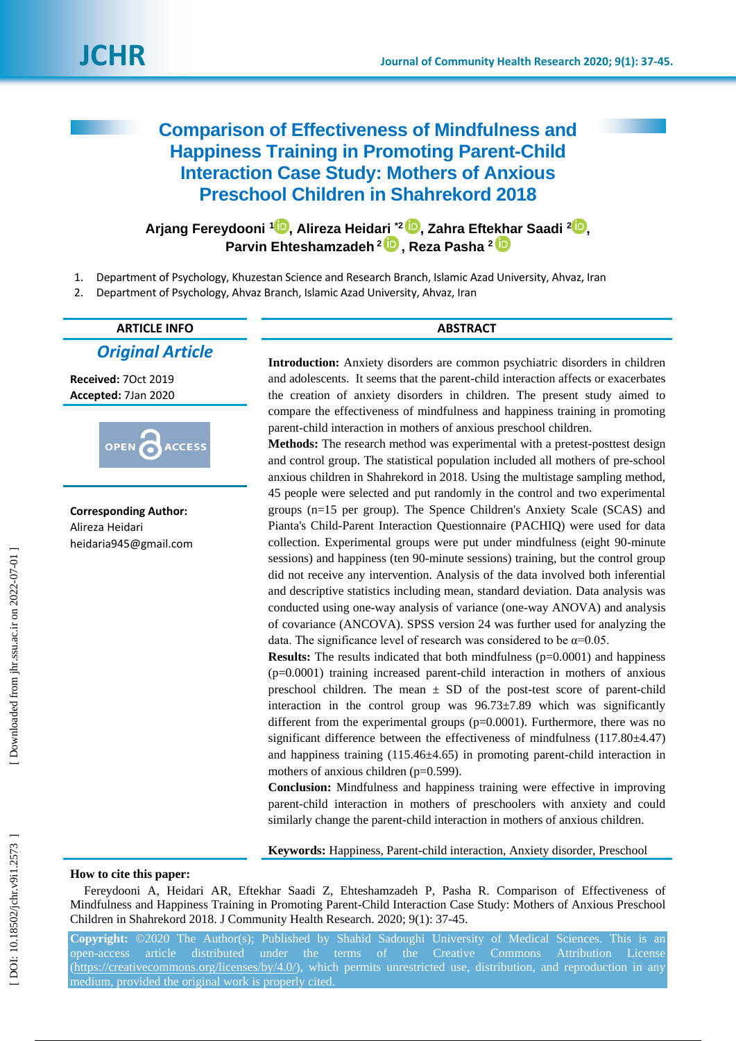# Comparison of Effectiveness of Mindfulness and Happiness Training in Promoting Parent-Child Interaction Case Study: Mothers of Anxious Preschool Children in Shahrekord 2018

**Arjang Fereydooni** [1], **Alireza Heidari** [*2], **Zahra Eftekhar Saadi** [2], **Parvin Ehteshamzadeh** [2], **Reza Pasha** [2]

1. Department of Psychology, Khuzestan Science and Research Branch, Islamic Azad University, Ahvaz, Iran
2. Department of Psychology, Ahvaz Branch, Islamic Azad University, Ahvaz, Iran

**ARTICLE INFO**

***Original Article***

**Received:** 7Oct 2019
**Accepted:** 7Jan 2020

**Corresponding Author:**
Alireza Heidari
heidaria945@gmail.com

**ABSTRACT**

**Introduction:** Anxiety disorders are common psychiatric disorders in children and adolescents. It seems that the parent-child interaction affects or exacerbates the creation of anxiety disorders in children. The present study aimed to compare the effectiveness of mindfulness and happiness training in promoting parent-child interaction in mothers of anxious preschool children.

**Methods:** The research method was experimental with a pretest-posttest design and control group. The statistical population included all mothers of pre-school anxious children in Shahrekord in 2018. Using the multistage sampling method, 45 people were selected and put randomly in the control and two experimental groups (n=15 per group). The Spence Children's Anxiety Scale (SCAS) and Pianta's Child-Parent Interaction Questionnaire (PACHIQ) were used for data collection. Experimental groups were put under mindfulness (eight 90-minute sessions) and happiness (ten 90-minute sessions) training, but the control group did not receive any intervention. Analysis of the data involved both inferential and descriptive statistics including mean, standard deviation. Data analysis was conducted using one-way analysis of variance (one-way ANOVA) and analysis of covariance (ANCOVA). SPSS version 24 was further used for analyzing the data. The significance level of research was considered to be $\alpha=0.05$.

**Results:** The results indicated that both mindfulness (p=0.0001) and happiness (p=0.0001) training increased parent-child interaction in mothers of anxious preschool children. The mean ± SD of the post-test score of parent-child interaction in the control group was 96.73±7.89 which was significantly different from the experimental groups (p=0.0001). Furthermore, there was no significant difference between the effectiveness of mindfulness (117.80±4.47) and happiness training (115.46±4.65) in promoting parent-child interaction in mothers of anxious children (p=0.599).

**Conclusion:** Mindfulness and happiness training were effective in improving parent-child interaction in mothers of preschoolers with anxiety and could similarly change the parent-child interaction in mothers of anxious children.

**Keywords:** Happiness, Parent-child interaction, Anxiety disorder, Preschool

**How to cite this paper:**

Fereydooni A, Heidari AR, Eftekhar Saadi Z, Ehteshamzadeh P, Pasha R. Comparison of Effectiveness of Mindfulness and Happiness Training in Promoting Parent-Child Interaction Case Study: Mothers of Anxious Preschool Children in Shahrekord 2018. J Community Health Research. 2020; 9(1): 37-45.

**Copyright:** ©2020 The Author(s); Published by Shahid Sadoughi University of Medical Sciences. This is an open-access article distributed under the terms of the Creative Commons Attribution License (https://creativecommons.org/licenses/by/4.0/), which permits unrestricted use, distribution, and reproduction in any medium, provided the original work is properly cited.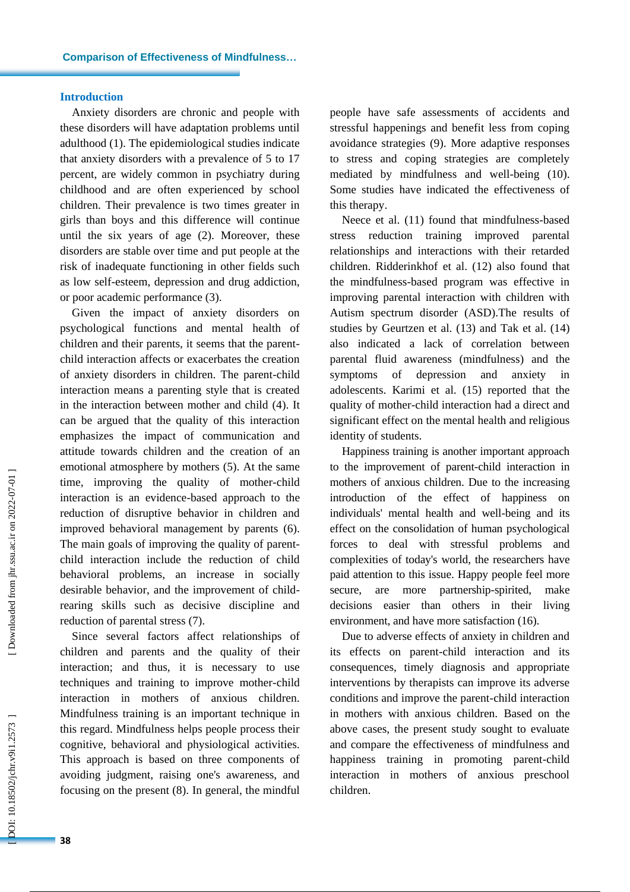## Introduction

Anxiety disorders are chronic and people with these disorders will have adaptation problems until adulthood (1). The epidemiological studies indicate that anxiety disorders with a prevalence of 5 to 17 percent, are widely common in psychiatry during childhood and are often experienced by school children. Their prevalence is two times greater in girls than boys and this difference will continue until the six years of age (2). Moreover, these disorders are stable over time and put people at the risk of inadequate functioning in other fields such as low self-esteem, depression and drug addiction, or poor academic performance (3).

Given the impact of anxiety disorders on psychological functions and mental health of children and their parents, it seems that the parent-child interaction affects or exacerbates the creation of anxiety disorders in children. The parent-child interaction means a parenting style that is created in the interaction between mother and child (4). It can be argued that the quality of this interaction emphasizes the impact of communication and attitude towards children and the creation of an emotional atmosphere by mothers (5). At the same time, improving the quality of mother-child interaction is an evidence-based approach to the reduction of disruptive behavior in children and improved behavioral management by parents (6). The main goals of improving the quality of parent-child interaction include the reduction of child behavioral problems, an increase in socially desirable behavior, and the improvement of child-rearing skills such as decisive discipline and reduction of parental stress (7).

Since several factors affect relationships of children and parents and the quality of their interaction; and thus, it is necessary to use techniques and training to improve mother-child interaction in mothers of anxious children. Mindfulness training is an important technique in this regard. Mindfulness helps people process their cognitive, behavioral and physiological activities. This approach is based on three components of avoiding judgment, raising one's awareness, and focusing on the present (8). In general, the mindful people have safe assessments of accidents and stressful happenings and benefit less from coping avoidance strategies (9). More adaptive responses to stress and coping strategies are completely mediated by mindfulness and well-being (10). Some studies have indicated the effectiveness of this therapy.

Neece et al. (11) found that mindfulness-based stress reduction training improved parental relationships and interactions with their retarded children. Ridderinkhof et al. (12) also found that the mindfulness-based program was effective in improving parental interaction with children with Autism spectrum disorder (ASD).The results of studies by Geurtzen et al. (13) and Tak et al. (14) also indicated a lack of correlation between parental fluid awareness (mindfulness) and the symptoms of depression and anxiety in adolescents. Karimi et al. (15) reported that the quality of mother-child interaction had a direct and significant effect on the mental health and religious identity of students.

Happiness training is another important approach to the improvement of parent-child interaction in mothers of anxious children. Due to the increasing introduction of the effect of happiness on individuals' mental health and well-being and its effect on the consolidation of human psychological forces to deal with stressful problems and complexities of today's world, the researchers have paid attention to this issue. Happy people feel more secure, are more partnership-spirited, make decisions easier than others in their living environment, and have more satisfaction (16).

Due to adverse effects of anxiety in children and its effects on parent-child interaction and its consequences, timely diagnosis and appropriate interventions by therapists can improve its adverse conditions and improve the parent-child interaction in mothers with anxious children. Based on the above cases, the present study sought to evaluate and compare the effectiveness of mindfulness and happiness training in promoting parent-child interaction in mothers of anxious preschool children.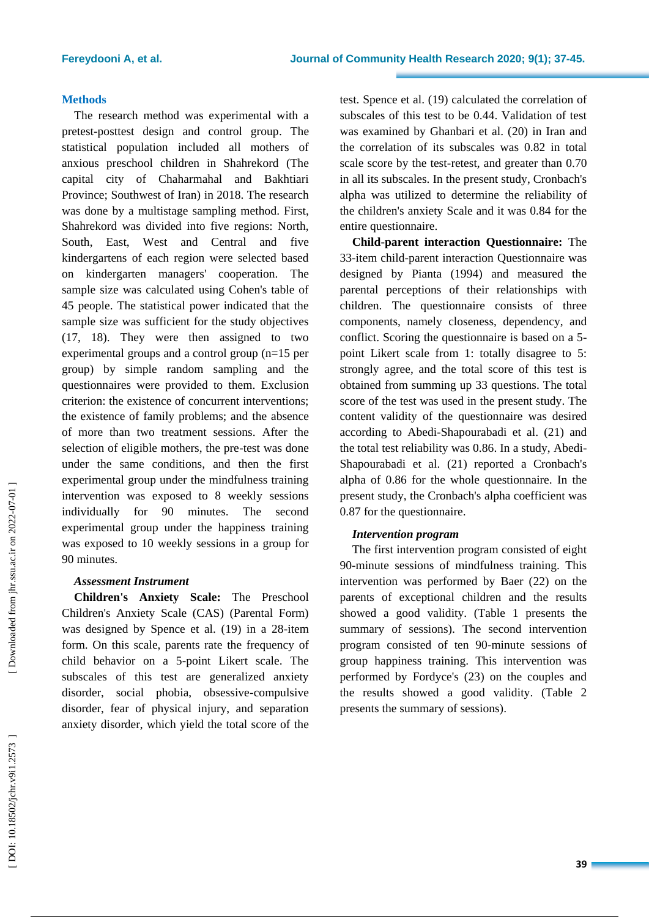## Methods

The research method was experimental with a pretest-posttest design and control group. The statistical population included all mothers of anxious preschool children in Shahrekord (The capital city of Chaharmahal and Bakhtiari Province; Southwest of Iran) in 2018. The research was done by a multistage sampling method. First, Shahrekord was divided into five regions: North, South, East, West and Central and five kindergartens of each region were selected based on kindergarten managers' cooperation. The sample size was calculated using Cohen's table of 45 people. The statistical power indicated that the sample size was sufficient for the study objectives (17, 18). They were then assigned to two experimental groups and a control group (n=15 per group) by simple random sampling and the questionnaires were provided to them. Exclusion criterion: the existence of concurrent interventions; the existence of family problems; and the absence of more than two treatment sessions. After the selection of eligible mothers, the pre-test was done under the same conditions, and then the first experimental group under the mindfulness training intervention was exposed to 8 weekly sessions individually for 90 minutes. The second experimental group under the happiness training was exposed to 10 weekly sessions in a group for 90 minutes.

### *Assessment Instrument*

**Children's Anxiety Scale:** The Preschool Children's Anxiety Scale (CAS) (Parental Form) was designed by Spence et al. (19) in a 28-item form. On this scale, parents rate the frequency of child behavior on a 5-point Likert scale. The subscales of this test are generalized anxiety disorder, social phobia, obsessive-compulsive disorder, fear of physical injury, and separation anxiety disorder, which yield the total score of the test. Spence et al. (19) calculated the correlation of subscales of this test to be 0.44. Validation of test was examined by Ghanbari et al. (20) in Iran and the correlation of its subscales was 0.82 in total scale score by the test-retest, and greater than 0.70 in all its subscales. In the present study, Cronbach's alpha was utilized to determine the reliability of the children's anxiety Scale and it was 0.84 for the entire questionnaire.

**Child-parent interaction Questionnaire:** The 33-item child-parent interaction Questionnaire was designed by Pianta (1994) and measured the parental perceptions of their relationships with children. The questionnaire consists of three components, namely closeness, dependency, and conflict. Scoring the questionnaire is based on a 5-point Likert scale from 1: totally disagree to 5: strongly agree, and the total score of this test is obtained from summing up 33 questions. The total score of the test was used in the present study. The content validity of the questionnaire was desired according to Abedi-Shapourabadi et al. (21) and the total test reliability was 0.86. In a study, Abedi-Shapourabadi et al. (21) reported a Cronbach's alpha of 0.86 for the whole questionnaire. In the present study, the Cronbach's alpha coefficient was 0.87 for the questionnaire.

### *Intervention program*

The first intervention program consisted of eight 90-minute sessions of mindfulness training. This intervention was performed by Baer (22) on the parents of exceptional children and the results showed a good validity. (Table 1 presents the summary of sessions). The second intervention program consisted of ten 90-minute sessions of group happiness training. This intervention was performed by Fordyce's (23) on the couples and the results showed a good validity. (Table 2 presents the summary of sessions).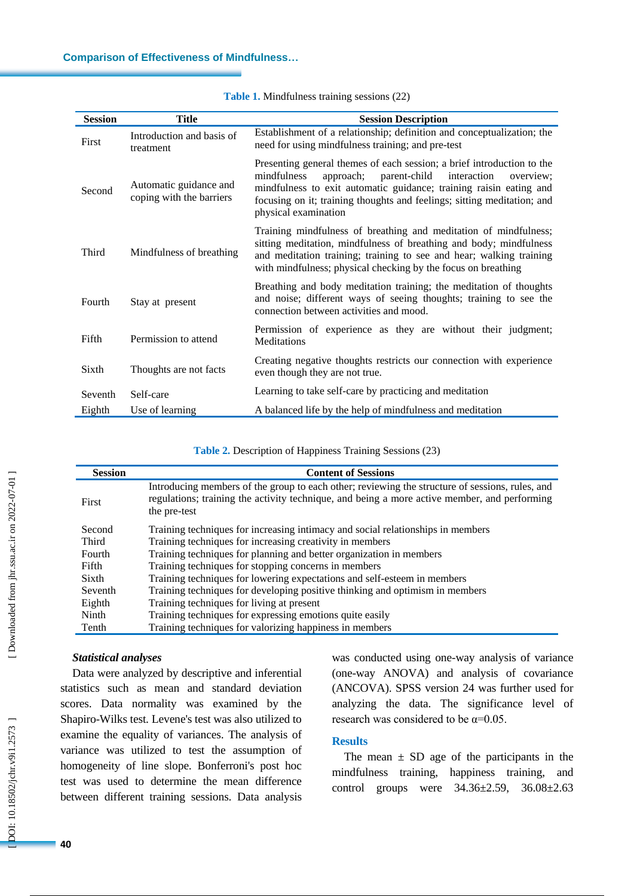**Table 1.** Mindfulness training sessions (22)

| Session | Title | Session Description |
|---|---|---|
| First | Introduction and basis of treatment | Establishment of a relationship; definition and conceptualization; the need for using mindfulness training; and pre-test |
| Second | Automatic guidance and coping with the barriers | Presenting general themes of each session; a brief introduction to the mindfulness approach; parent-child interaction overview; mindfulness to exit automatic guidance; training raisin eating and focusing on it; training thoughts and feelings; sitting meditation; and physical examination |
| Third | Mindfulness of breathing | Training mindfulness of breathing and meditation of mindfulness; sitting meditation, mindfulness of breathing and body; mindfulness and meditation training; training to see and hear; walking training with mindfulness; physical checking by the focus on breathing |
| Fourth | Stay at present | Breathing and body meditation training; the meditation of thoughts and noise; different ways of seeing thoughts; training to see the connection between activities and mood. |
| Fifth | Permission to attend | Permission of experience as they are without their judgment; Meditations |
| Sixth | Thoughts are not facts | Creating negative thoughts restricts our connection with experience even though they are not true. |
| Seventh | Self-care | Learning to take self-care by practicing and meditation |
| Eighth | Use of learning | A balanced life by the help of mindfulness and meditation |

**Table 2.** Description of Happiness Training Sessions (23)

| Session | Content of Sessions |
|---|---|
| First | Introducing members of the group to each other; reviewing the structure of sessions, rules, and regulations; training the activity technique, and being a more active member, and performing the pre-test |
| Second | Training techniques for increasing intimacy and social relationships in members |
| Third | Training techniques for increasing creativity in members |
| Fourth | Training techniques for planning and better organization in members |
| Fifth | Training techniques for stopping concerns in members |
| Sixth | Training techniques for lowering expectations and self-esteem in members |
| Seventh | Training techniques for developing positive thinking and optimism in members |
| Eighth | Training techniques for living at present |
| Ninth | Training techniques for expressing emotions quite easily |
| Tenth | Training techniques for valorizing happiness in members |

### *Statistical analyses*

Data were analyzed by descriptive and inferential statistics such as mean and standard deviation scores. Data normality was examined by the Shapiro-Wilks test. Levene's test was also utilized to examine the equality of variances. The analysis of variance was utilized to test the assumption of homogeneity of line slope. Bonferroni's post hoc test was used to determine the mean difference between different training sessions. Data analysis was conducted using one-way analysis of variance (one-way ANOVA) and analysis of covariance (ANCOVA). SPSS version 24 was further used for analyzing the data. The significance level of research was considered to be $\alpha=0.05$.

## Results

The mean ± SD age of the participants in the mindfulness training, happiness training, and control groups were 34.36±2.59, 36.08±2.63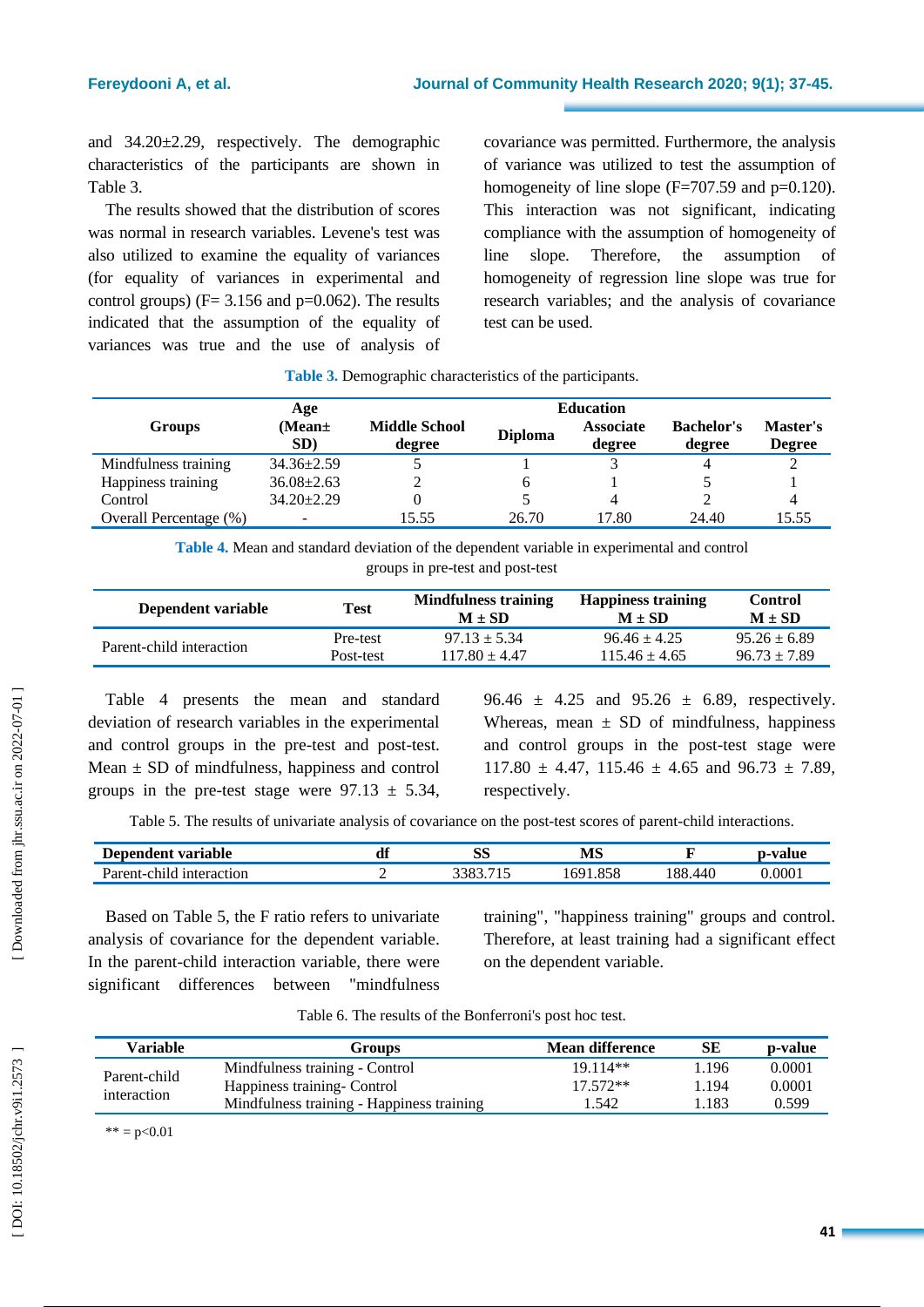and 34.20±2.29, respectively. The demographic characteristics of the participants are shown in Table 3.

The results showed that the distribution of scores was normal in research variables. Levene's test was also utilized to examine the equality of variances (for equality of variances in experimental and control groups) (F= 3.156 and p=0.062). The results indicated that the assumption of the equality of variances was true and the use of analysis of covariance was permitted. Furthermore, the analysis of variance was utilized to test the assumption of homogeneity of line slope (F=707.59 and p=0.120). This interaction was not significant, indicating compliance with the assumption of homogeneity of line slope. Therefore, the assumption of homogeneity of regression line slope was true for research variables; and the analysis of covariance test can be used.

**Table 3.** Demographic characteristics of the participants.

| Groups | Age (Mean± SD) | Education | | | | |
|---|---|---|---|---|---|---|
| | | Middle School degree | Diploma | Associate degree | Bachelor's degree | Master's Degree |
| Mindfulness training | 34.36±2.59 | 5 | 1 | 3 | 4 | 2 |
| Happiness training | 36.08±2.63 | 2 | 6 | 1 | 5 | 1 |
| Control | 34.20±2.29 | 0 | 5 | 4 | 2 | 4 |
| Overall Percentage (%) | - | 15.55 | 26.70 | 17.80 | 24.40 | 15.55 |

**Table 4.** Mean and standard deviation of the dependent variable in experimental and control groups in pre-test and post-test

| Dependent variable | Test | Mindfulness training M ± SD | Happiness training M ± SD | Control M ± SD |
|---|---|---|---|---|
| Parent-child interaction | Pre-test | 97.13 ± 5.34 | 96.46 ± 4.25 | 95.26 ± 6.89 |
| | Post-test | 117.80 ± 4.47 | 115.46 ± 4.65 | 96.73 ± 7.89 |

Table 4 presents the mean and standard deviation of research variables in the experimental and control groups in the pre-test and post-test. Mean ± SD of mindfulness, happiness and control groups in the pre-test stage were 97.13 ± 5.34, 96.46 ± 4.25 and 95.26 ± 6.89, respectively. Whereas, mean ± SD of mindfulness, happiness and control groups in the post-test stage were 117.80 ± 4.47, 115.46 ± 4.65 and 96.73 ± 7.89, respectively.

Table 5. The results of univariate analysis of covariance on the post-test scores of parent-child interactions.

| Dependent variable | df | SS | MS | F | p-value |
|---|---|---|---|---|---|
| Parent-child interaction | 2 | 3383.715 | 1691.858 | 188.440 | 0.0001 |

Based on Table 5, the F ratio refers to univariate analysis of covariance for the dependent variable. In the parent-child interaction variable, there were significant differences between "mindfulness training", "happiness training" groups and control. Therefore, at least training had a significant effect on the dependent variable.

Table 6. The results of the Bonferroni's post hoc test.

| Variable | Groups | Mean difference | SE | p-value |
|---|---|---|---|---|
| Parent-child interaction | Mindfulness training - Control | 19.114** | 1.196 | 0.0001 |
| | Happiness training- Control | 17.572** | 1.194 | 0.0001 |
| | Mindfulness training - Happiness training | 1.542 | 1.183 | 0.599 |

** = p<0.01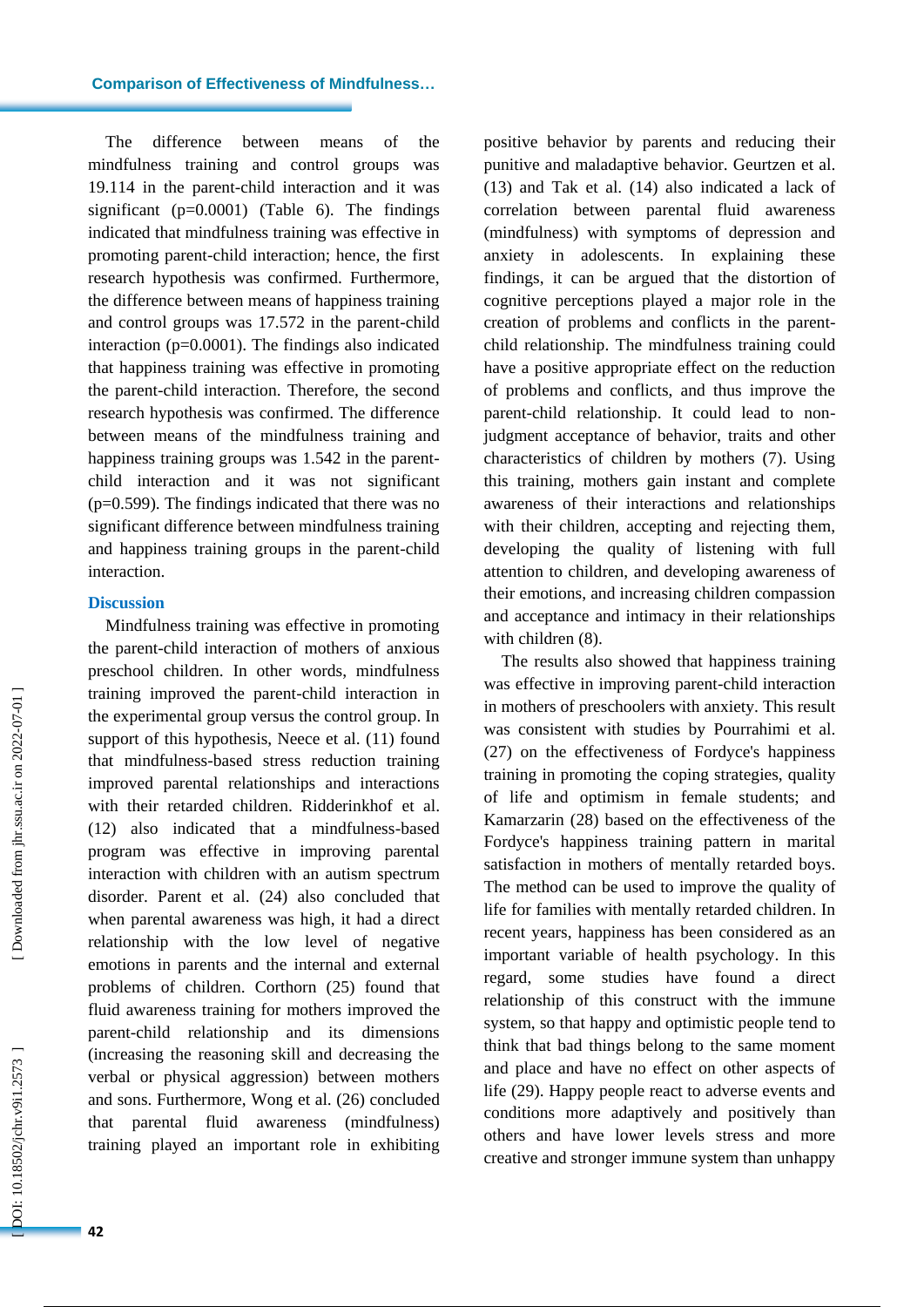The difference between means of the mindfulness training and control groups was 19.114 in the parent-child interaction and it was significant (p=0.0001) (Table 6). The findings indicated that mindfulness training was effective in promoting parent-child interaction; hence, the first research hypothesis was confirmed. Furthermore, the difference between means of happiness training and control groups was 17.572 in the parent-child interaction (p=0.0001). The findings also indicated that happiness training was effective in promoting the parent-child interaction. Therefore, the second research hypothesis was confirmed. The difference between means of the mindfulness training and happiness training groups was 1.542 in the parent-child interaction and it was not significant (p=0.599). The findings indicated that there was no significant difference between mindfulness training and happiness training groups in the parent-child interaction.

## Discussion

Mindfulness training was effective in promoting the parent-child interaction of mothers of anxious preschool children. In other words, mindfulness training improved the parent-child interaction in the experimental group versus the control group. In support of this hypothesis, Neece et al. (11) found that mindfulness-based stress reduction training improved parental relationships and interactions with their retarded children. Ridderinkhof et al. (12) also indicated that a mindfulness-based program was effective in improving parental interaction with children with an autism spectrum disorder. Parent et al. (24) also concluded that when parental awareness was high, it had a direct relationship with the low level of negative emotions in parents and the internal and external problems of children. Corthorn (25) found that fluid awareness training for mothers improved the parent-child relationship and its dimensions (increasing the reasoning skill and decreasing the verbal or physical aggression) between mothers and sons. Furthermore, Wong et al. (26) concluded that parental fluid awareness (mindfulness) training played an important role in exhibiting positive behavior by parents and reducing their punitive and maladaptive behavior. Geurtzen et al. (13) and Tak et al. (14) also indicated a lack of correlation between parental fluid awareness (mindfulness) with symptoms of depression and anxiety in adolescents. In explaining these findings, it can be argued that the distortion of cognitive perceptions played a major role in the creation of problems and conflicts in the parent-child relationship. The mindfulness training could have a positive appropriate effect on the reduction of problems and conflicts, and thus improve the parent-child relationship. It could lead to non-judgment acceptance of behavior, traits and other characteristics of children by mothers (7). Using this training, mothers gain instant and complete awareness of their interactions and relationships with their children, accepting and rejecting them, developing the quality of listening with full attention to children, and developing awareness of their emotions, and increasing children compassion and acceptance and intimacy in their relationships with children (8).

The results also showed that happiness training was effective in improving parent-child interaction in mothers of preschoolers with anxiety. This result was consistent with studies by Pourrahimi et al. (27) on the effectiveness of Fordyce's happiness training in promoting the coping strategies, quality of life and optimism in female students; and Kamarzarin (28) based on the effectiveness of the Fordyce's happiness training pattern in marital satisfaction in mothers of mentally retarded boys. The method can be used to improve the quality of life for families with mentally retarded children. In recent years, happiness has been considered as an important variable of health psychology. In this regard, some studies have found a direct relationship of this construct with the immune system, so that happy and optimistic people tend to think that bad things belong to the same moment and place and have no effect on other aspects of life (29). Happy people react to adverse events and conditions more adaptively and positively than others and have lower levels stress and more creative and stronger immune system than unhappy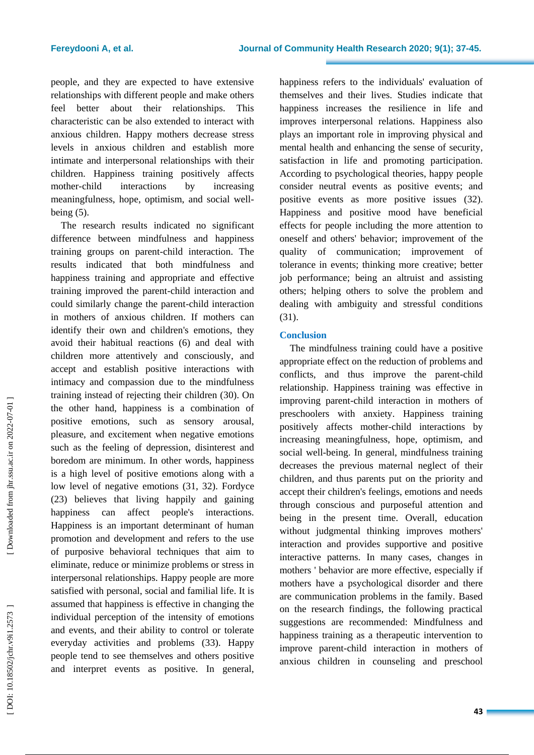people, and they are expected to have extensive relationships with different people and make others feel better about their relationships. This characteristic can be also extended to interact with anxious children. Happy mothers decrease stress levels in anxious children and establish more intimate and interpersonal relationships with their children. Happiness training positively affects mother-child interactions by increasing meaningfulness, hope, optimism, and social well-being (5).

The research results indicated no significant difference between mindfulness and happiness training groups on parent-child interaction. The results indicated that both mindfulness and happiness training and appropriate and effective training improved the parent-child interaction and could similarly change the parent-child interaction in mothers of anxious children. If mothers can identify their own and children's emotions, they avoid their habitual reactions (6) and deal with children more attentively and consciously, and accept and establish positive interactions with intimacy and compassion due to the mindfulness training instead of rejecting their children (30). On the other hand, happiness is a combination of positive emotions, such as sensory arousal, pleasure, and excitement when negative emotions such as the feeling of depression, disinterest and boredom are minimum. In other words, happiness is a high level of positive emotions along with a low level of negative emotions (31, 32). Fordyce (23) believes that living happily and gaining happiness can affect people's interactions. Happiness is an important determinant of human promotion and development and refers to the use of purposive behavioral techniques that aim to eliminate, reduce or minimize problems or stress in interpersonal relationships. Happy people are more satisfied with personal, social and familial life. It is assumed that happiness is effective in changing the individual perception of the intensity of emotions and events, and their ability to control or tolerate everyday activities and problems (33). Happy people tend to see themselves and others positive and interpret events as positive. In general, happiness refers to the individuals' evaluation of themselves and their lives. Studies indicate that happiness increases the resilience in life and improves interpersonal relations. Happiness also plays an important role in improving physical and mental health and enhancing the sense of security, satisfaction in life and promoting participation. According to psychological theories, happy people consider neutral events as positive events; and positive events as more positive issues (32). Happiness and positive mood have beneficial effects for people including the more attention to oneself and others' behavior; improvement of the quality of communication; improvement of tolerance in events; thinking more creative; better job performance; being an altruist and assisting others; helping others to solve the problem and dealing with ambiguity and stressful conditions (31).

## Conclusion

The mindfulness training could have a positive appropriate effect on the reduction of problems and conflicts, and thus improve the parent-child relationship. Happiness training was effective in improving parent-child interaction in mothers of preschoolers with anxiety. Happiness training positively affects mother-child interactions by increasing meaningfulness, hope, optimism, and social well-being. In general, mindfulness training decreases the previous maternal neglect of their children, and thus parents put on the priority and accept their children's feelings, emotions and needs through conscious and purposeful attention and being in the present time. Overall, education without judgmental thinking improves mothers' interaction and provides supportive and positive interactive patterns. In many cases, changes in mothers ' behavior are more effective, especially if mothers have a psychological disorder and there are communication problems in the family. Based on the research findings, the following practical suggestions are recommended: Mindfulness and happiness training as a therapeutic intervention to improve parent-child interaction in mothers of anxious children in counseling and preschool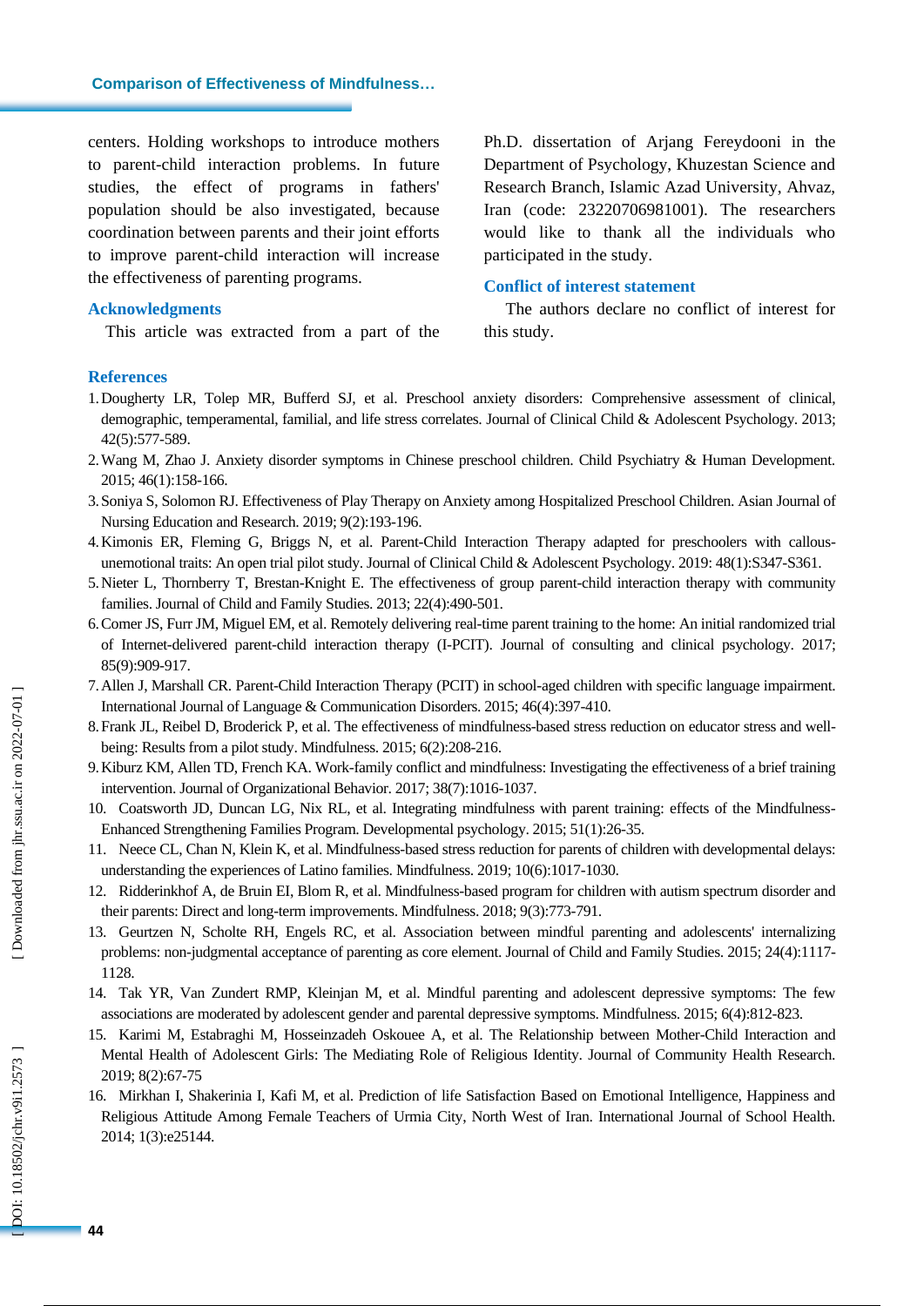centers. Holding workshops to introduce mothers to parent-child interaction problems. In future studies, the effect of programs in fathers' population should be also investigated, because coordination between parents and their joint efforts to improve parent-child interaction will increase the effectiveness of parenting programs.

## Acknowledgments

This article was extracted from a part of the Ph.D. dissertation of Arjang Fereydooni in the Department of Psychology, Khuzestan Science and Research Branch, Islamic Azad University, Ahvaz, Iran (code: 23220706981001). The researchers would like to thank all the individuals who participated in the study.

## Conflict of interest statement

The authors declare no conflict of interest for this study.

## References

1. Dougherty LR, Tolep MR, Bufferd SJ, et al. Preschool anxiety disorders: Comprehensive assessment of clinical, demographic, temperamental, familial, and life stress correlates. Journal of Clinical Child & Adolescent Psychology. 2013; 42(5):577-589.
2. Wang M, Zhao J. Anxiety disorder symptoms in Chinese preschool children. Child Psychiatry & Human Development. 2015; 46(1):158-166.
3. Soniya S, Solomon RJ. Effectiveness of Play Therapy on Anxiety among Hospitalized Preschool Children. Asian Journal of Nursing Education and Research. 2019; 9(2):193-196.
4. Kimonis ER, Fleming G, Briggs N, et al. Parent-Child Interaction Therapy adapted for preschoolers with callous-unemotional traits: An open trial pilot study. Journal of Clinical Child & Adolescent Psychology. 2019: 48(1):S347-S361.
5. Nieter L, Thornberry T, Brestan-Knight E. The effectiveness of group parent-child interaction therapy with community families. Journal of Child and Family Studies. 2013; 22(4):490-501.
6. Comer JS, Furr JM, Miguel EM, et al. Remotely delivering real-time parent training to the home: An initial randomized trial of Internet-delivered parent-child interaction therapy (I-PCIT). Journal of consulting and clinical psychology. 2017; 85(9):909-917.
7. Allen J, Marshall CR. Parent-Child Interaction Therapy (PCIT) in school-aged children with specific language impairment. International Journal of Language & Communication Disorders. 2015; 46(4):397-410.
8. Frank JL, Reibel D, Broderick P, et al. The effectiveness of mindfulness-based stress reduction on educator stress and well-being: Results from a pilot study. Mindfulness. 2015; 6(2):208-216.
9. Kiburz KM, Allen TD, French KA. Work-family conflict and mindfulness: Investigating the effectiveness of a brief training intervention. Journal of Organizational Behavior. 2017; 38(7):1016-1037.
10. Coatsworth JD, Duncan LG, Nix RL, et al. Integrating mindfulness with parent training: effects of the Mindfulness-Enhanced Strengthening Families Program. Developmental psychology. 2015; 51(1):26-35.
11. Neece CL, Chan N, Klein K, et al. Mindfulness-based stress reduction for parents of children with developmental delays: understanding the experiences of Latino families. Mindfulness. 2019; 10(6):1017-1030.
12. Ridderinkhof A, de Bruin EI, Blom R, et al. Mindfulness-based program for children with autism spectrum disorder and their parents: Direct and long-term improvements. Mindfulness. 2018; 9(3):773-791.
13. Geurtzen N, Scholte RH, Engels RC, et al. Association between mindful parenting and adolescents' internalizing problems: non-judgmental acceptance of parenting as core element. Journal of Child and Family Studies. 2015; 24(4):1117-1128.
14. Tak YR, Van Zundert RMP, Kleinjan M, et al. Mindful parenting and adolescent depressive symptoms: The few associations are moderated by adolescent gender and parental depressive symptoms. Mindfulness. 2015; 6(4):812-823.
15. Karimi M, Estabraghi M, Hosseinzadeh Oskouee A, et al. The Relationship between Mother-Child Interaction and Mental Health of Adolescent Girls: The Mediating Role of Religious Identity. Journal of Community Health Research. 2019; 8(2):67-75
16. Mirkhan I, Shakerinia I, Kafi M, et al. Prediction of life Satisfaction Based on Emotional Intelligence, Happiness and Religious Attitude Among Female Teachers of Urmia City, North West of Iran. International Journal of School Health. 2014; 1(3):e25144.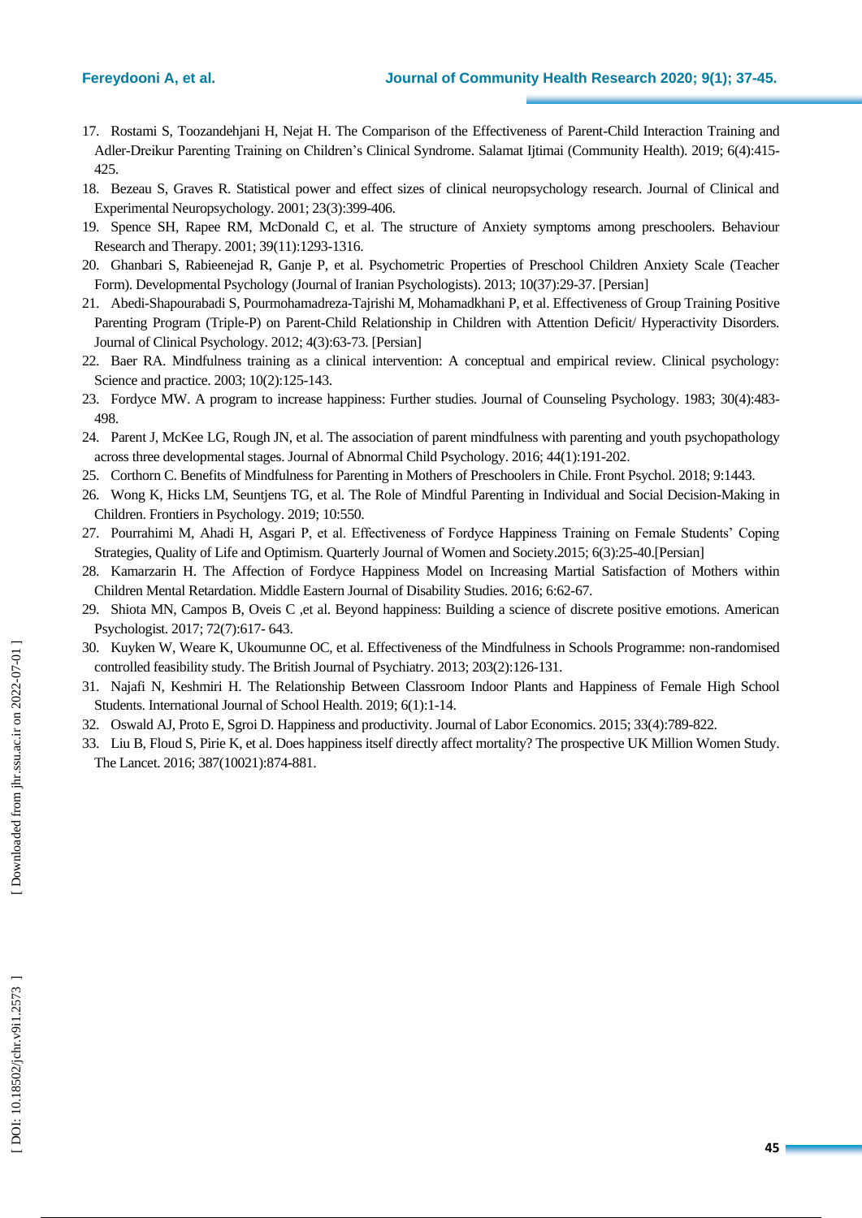17. Rostami S, Toozandehjani H, Nejat H. The Comparison of the Effectiveness of Parent-Child Interaction Training and Adler-Dreikur Parenting Training on Children's Clinical Syndrome. Salamat Ijtimai (Community Health). 2019; 6(4):415-425.
18. Bezeau S, Graves R. Statistical power and effect sizes of clinical neuropsychology research. Journal of Clinical and Experimental Neuropsychology. 2001; 23(3):399-406.
19. Spence SH, Rapee RM, McDonald C, et al. The structure of Anxiety symptoms among preschoolers. Behaviour Research and Therapy. 2001; 39(11):1293-1316.
20. Ghanbari S, Rabieenejad R, Ganje P, et al. Psychometric Properties of Preschool Children Anxiety Scale (Teacher Form). Developmental Psychology (Journal of Iranian Psychologists). 2013; 10(37):29-37. [Persian]
21. Abedi-Shapourabadi S, Pourmohamadreza-Tajrishi M, Mohamadkhani P, et al. Effectiveness of Group Training Positive Parenting Program (Triple-P) on Parent-Child Relationship in Children with Attention Deficit/ Hyperactivity Disorders. Journal of Clinical Psychology. 2012; 4(3):63-73. [Persian]
22. Baer RA. Mindfulness training as a clinical intervention: A conceptual and empirical review. Clinical psychology: Science and practice. 2003; 10(2):125-143.
23. Fordyce MW. A program to increase happiness: Further studies. Journal of Counseling Psychology. 1983; 30(4):483-498.
24. Parent J, McKee LG, Rough JN, et al. The association of parent mindfulness with parenting and youth psychopathology across three developmental stages. Journal of Abnormal Child Psychology. 2016; 44(1):191-202.
25. Corthorn C. Benefits of Mindfulness for Parenting in Mothers of Preschoolers in Chile. Front Psychol. 2018; 9:1443.
26. Wong K, Hicks LM, Seuntjens TG, et al. The Role of Mindful Parenting in Individual and Social Decision-Making in Children. Frontiers in Psychology. 2019; 10:550.
27. Pourrahimi M, Ahadi H, Asgari P, et al. Effectiveness of Fordyce Happiness Training on Female Students' Coping Strategies, Quality of Life and Optimism. Quarterly Journal of Women and Society.2015; 6(3):25-40.[Persian]
28. Kamarzarin H. The Affection of Fordyce Happiness Model on Increasing Martial Satisfaction of Mothers within Children Mental Retardation. Middle Eastern Journal of Disability Studies. 2016; 6:62-67.
29. Shiota MN, Campos B, Oveis C ,et al. Beyond happiness: Building a science of discrete positive emotions. American Psychologist. 2017; 72(7):617- 643.
30. Kuyken W, Weare K, Ukoumunne OC, et al. Effectiveness of the Mindfulness in Schools Programme: non-randomised controlled feasibility study. The British Journal of Psychiatry. 2013; 203(2):126-131.
31. Najafi N, Keshmiri H. The Relationship Between Classroom Indoor Plants and Happiness of Female High School Students. International Journal of School Health. 2019; 6(1):1-14.
32. Oswald AJ, Proto E, Sgroi D. Happiness and productivity. Journal of Labor Economics. 2015; 33(4):789-822.
33. Liu B, Floud S, Pirie K, et al. Does happiness itself directly affect mortality? The prospective UK Million Women Study. The Lancet. 2016; 387(10021):874-881.